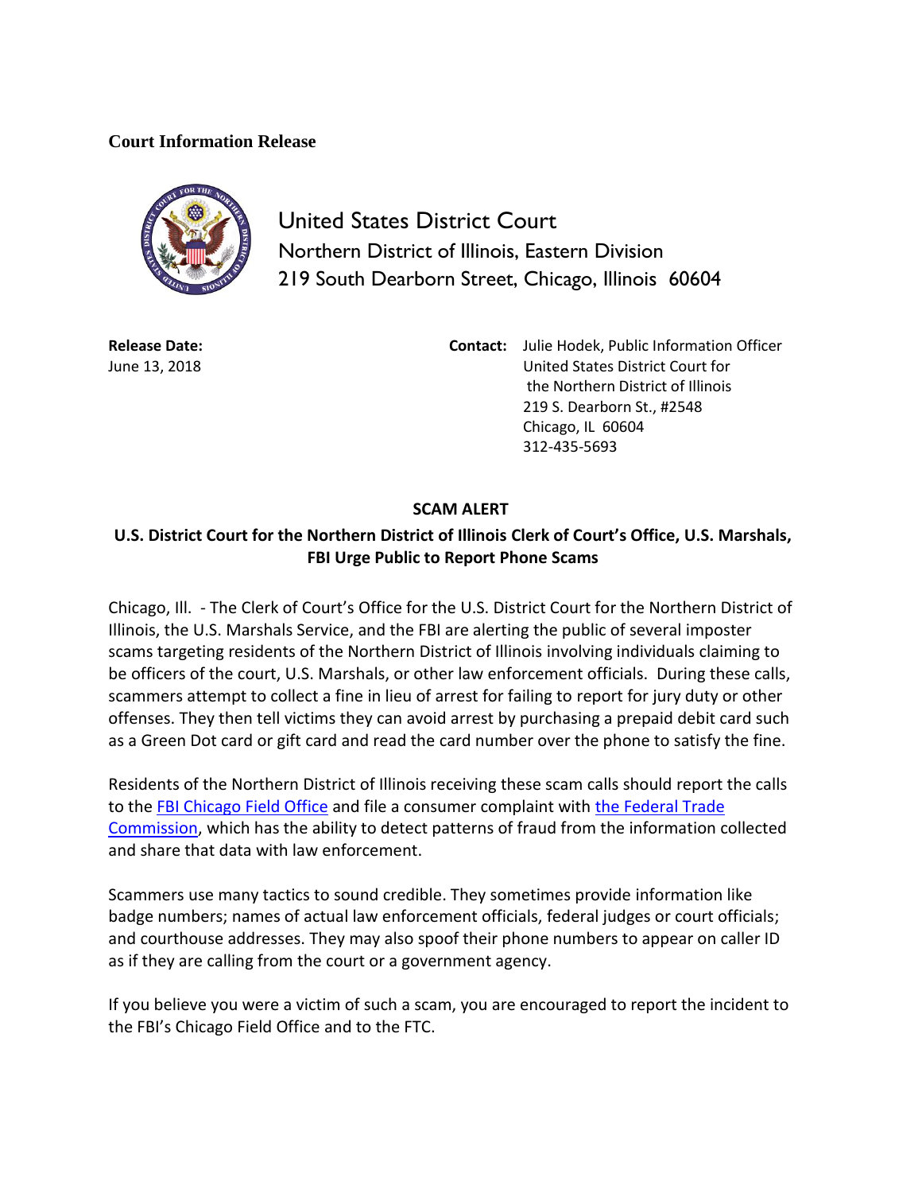**Court Information Release**

United States District Court
Northern District of Illinois, Eastern Division
219 South Dearborn Street, Chicago, Illinois 60604

**Release Date:**
June 13, 2018

**Contact:** Julie Hodek, Public Information Officer
United States District Court for
the Northern District of Illinois
219 S. Dearborn St., #2548
Chicago, IL 60604
312-435-5693

## SCAM ALERT

### U.S. District Court for the Northern District of Illinois Clerk of Court's Office, U.S. Marshals, FBI Urge Public to Report Phone Scams

Chicago, Ill. - The Clerk of Court's Office for the U.S. District Court for the Northern District of Illinois, the U.S. Marshals Service, and the FBI are alerting the public of several imposter scams targeting residents of the Northern District of Illinois involving individuals claiming to be officers of the court, U.S. Marshals, or other law enforcement officials. During these calls, scammers attempt to collect a fine in lieu of arrest for failing to report for jury duty or other offenses. They then tell victims they can avoid arrest by purchasing a prepaid debit card such as a Green Dot card or gift card and read the card number over the phone to satisfy the fine.

Residents of the Northern District of Illinois receiving these scam calls should report the calls to the FBI Chicago Field Office and file a consumer complaint with the Federal Trade Commission, which has the ability to detect patterns of fraud from the information collected and share that data with law enforcement.

Scammers use many tactics to sound credible. They sometimes provide information like badge numbers; names of actual law enforcement officials, federal judges or court officials; and courthouse addresses. They may also spoof their phone numbers to appear on caller ID as if they are calling from the court or a government agency.

If you believe you were a victim of such a scam, you are encouraged to report the incident to the FBI's Chicago Field Office and to the FTC.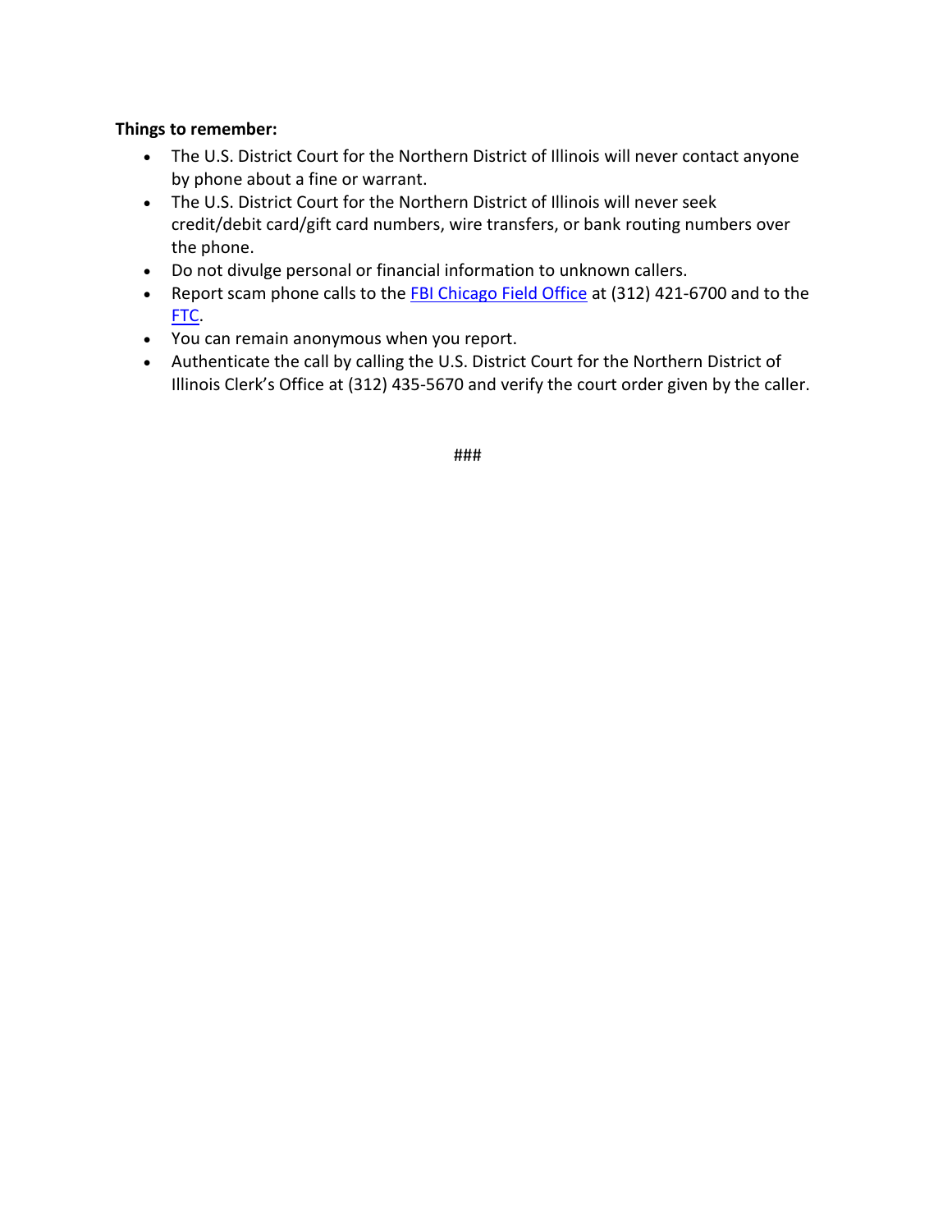**Things to remember:**

- The U.S. District Court for the Northern District of Illinois will never contact anyone by phone about a fine or warrant.
- The U.S. District Court for the Northern District of Illinois will never seek credit/debit card/gift card numbers, wire transfers, or bank routing numbers over the phone.
- Do not divulge personal or financial information to unknown callers.
- Report scam phone calls to the FBI Chicago Field Office at (312) 421-6700 and to the FTC.
- You can remain anonymous when you report.
- Authenticate the call by calling the U.S. District Court for the Northern District of Illinois Clerk's Office at (312) 435-5670 and verify the court order given by the caller.

###